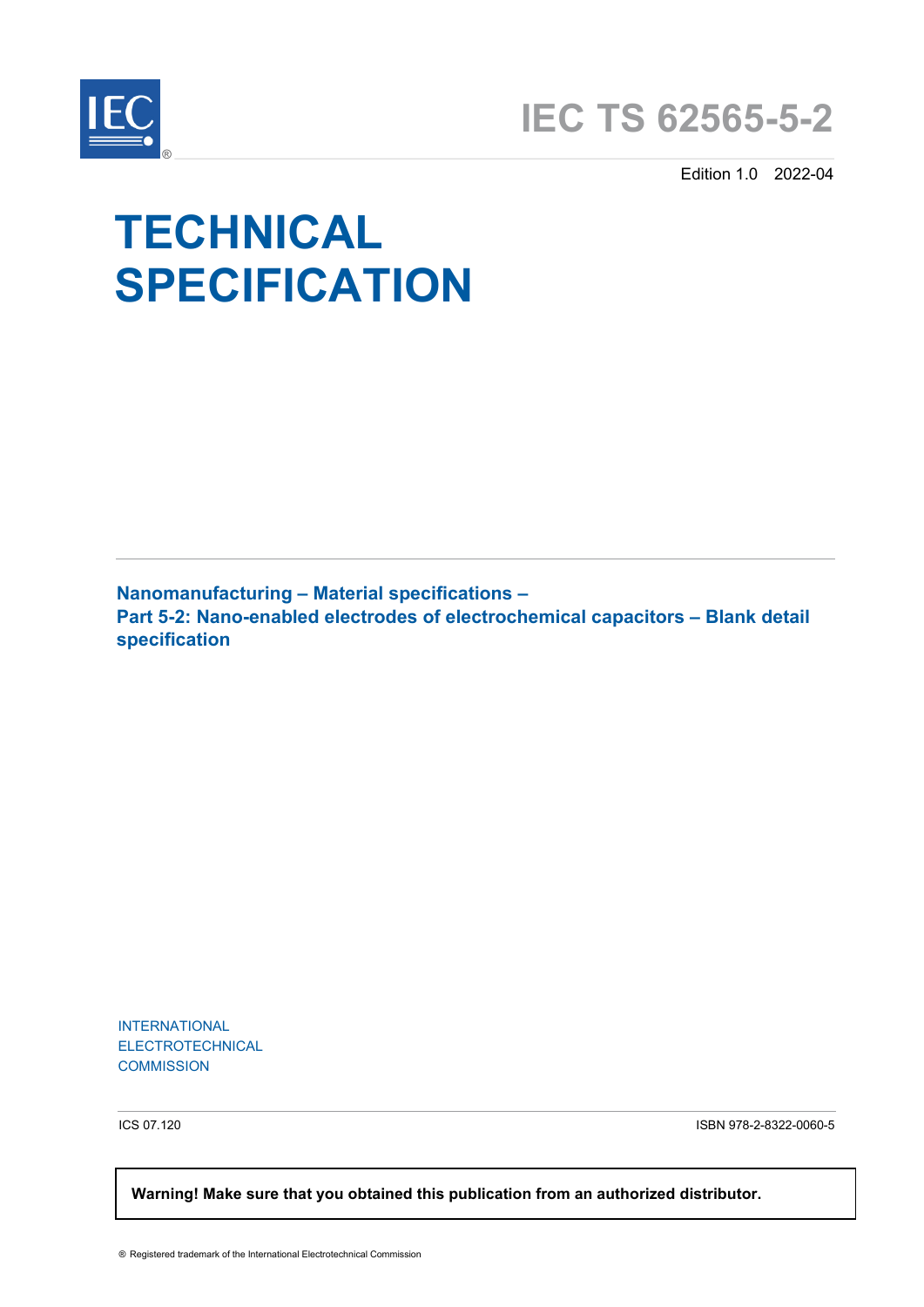IEC®

# IEC TS 62565-5-2

Edition 1.0 2022-04

# TECHNICAL SPECIFICATION

**Nanomanufacturing – Material specifications –**
**Part 5-2: Nano-enabled electrodes of electrochemical capacitors – Blank detail specification**

INTERNATIONAL
ELECTROTECHNICAL
COMMISSION

ICS 07.120

ISBN 978-2-8322-0060-5

**Warning! Make sure that you obtained this publication from an authorized distributor.**

® Registered trademark of the International Electrotechnical Commission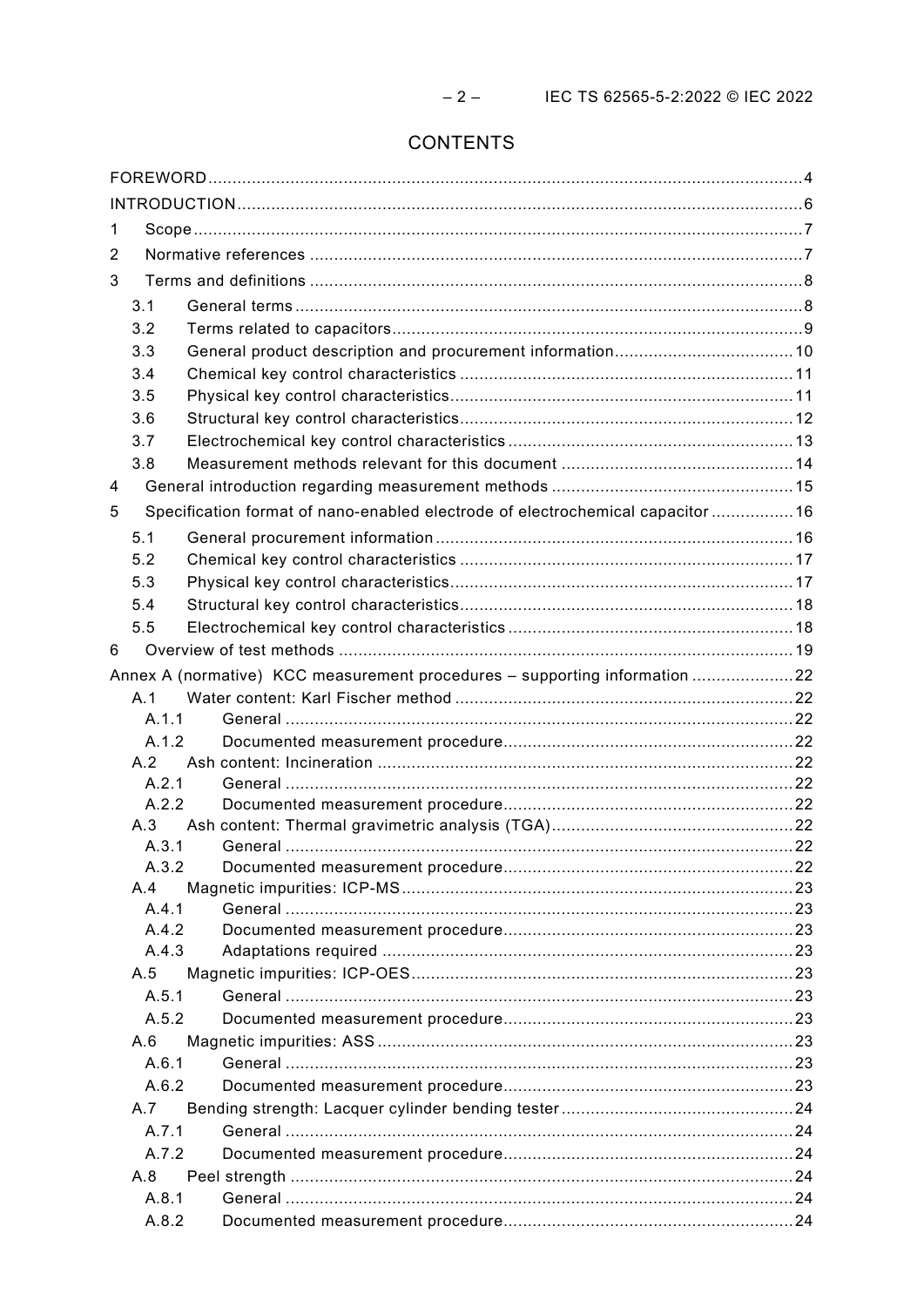# CONTENTS

FOREWORD....................................................................................................................4

INTRODUCTION..............................................................................................................6

1 Scope........................................................................................................................7

2 Normative references ..................................................................................................7

3 Terms and definitions ..................................................................................................8

 3.1 General terms........................................................................................................8

 3.2 Terms related to capacitors......................................................................................9

 3.3 General product description and procurement information...........................................10

 3.4 Chemical key control characteristics .......................................................................11

 3.5 Physical key control characteristics..........................................................................11

 3.6 Structural key control characteristics........................................................................12

 3.7 Electrochemical key control characteristics ...............................................................13

 3.8 Measurement methods relevant for this document .....................................................14

4 General introduction regarding measurement methods ...................................................15

5 Specification format of nano-enabled electrode of electrochemical capacitor .....................16

 5.1 General procurement information .............................................................................16

 5.2 Chemical key control characteristics .......................................................................17

 5.3 Physical key control characteristics..........................................................................17

 5.4 Structural key control characteristics........................................................................18

 5.5 Electrochemical key control characteristics ...............................................................18

6 Overview of test methods ...........................................................................................19

Annex A (normative) KCC measurement procedures – supporting information ......................22

 A.1 Water content: Karl Fischer method .........................................................................22

  A.1.1 General ............................................................................................................22

  A.1.2 Documented measurement procedure....................................................................22

 A.2 Ash content: Incineration .........................................................................................22

  A.2.1 General ............................................................................................................22

  A.2.2 Documented measurement procedure....................................................................22

 A.3 Ash content: Thermal gravimetric analysis (TGA).......................................................22

  A.3.1 General ............................................................................................................22

  A.3.2 Documented measurement procedure....................................................................22

 A.4 Magnetic impurities: ICP-MS....................................................................................23

  A.4.1 General ............................................................................................................23

  A.4.2 Documented measurement procedure....................................................................23

  A.4.3 Adaptations required ..........................................................................................23

 A.5 Magnetic impurities: ICP-OES..................................................................................23

  A.5.1 General ............................................................................................................23

  A.5.2 Documented measurement procedure....................................................................23

 A.6 Magnetic impurities: ASS ........................................................................................23

  A.6.1 General ............................................................................................................23

  A.6.2 Documented measurement procedure....................................................................23

 A.7 Bending strength: Lacquer cylinder bending tester......................................................24

  A.7.1 General ............................................................................................................24

  A.7.2 Documented measurement procedure....................................................................24

 A.8 Peel strength .........................................................................................................24

  A.8.1 General ............................................................................................................24

  A.8.2 Documented measurement procedure....................................................................24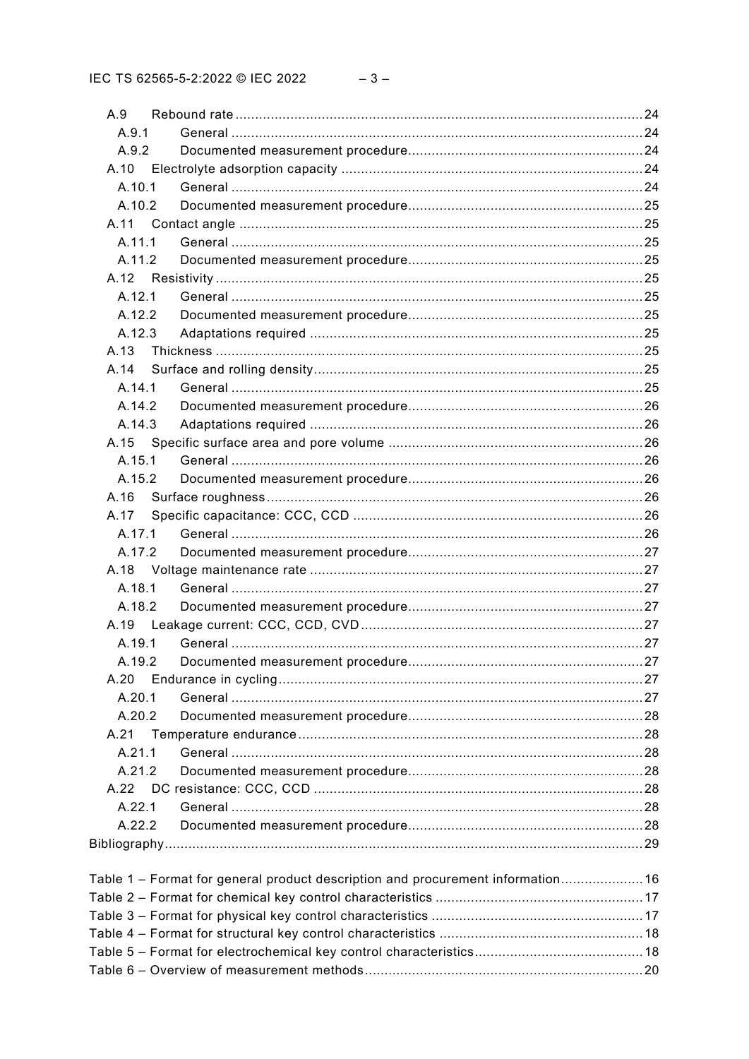A.9 Rebound rate ........................................................................................................ 24
A.9.1 General ......................................................................................................... 24
A.9.2 Documented measurement procedure ........................................................... 24
A.10 Electrolyte adsorption capacity ............................................................................ 24
A.10.1 General ......................................................................................................... 24
A.10.2 Documented measurement procedure ........................................................... 25
A.11 Contact angle ...................................................................................................... 25
A.11.1 General ......................................................................................................... 25
A.11.2 Documented measurement procedure ........................................................... 25
A.12 Resistivity ............................................................................................................ 25
A.12.1 General ......................................................................................................... 25
A.12.2 Documented measurement procedure ........................................................... 25
A.12.3 Adaptations required ..................................................................................... 25
A.13 Thickness ............................................................................................................ 25
A.14 Surface and rolling density ................................................................................... 25
A.14.1 General ......................................................................................................... 25
A.14.2 Documented measurement procedure ........................................................... 26
A.14.3 Adaptations required ..................................................................................... 26
A.15 Specific surface area and pore volume ................................................................ 26
A.15.1 General ......................................................................................................... 26
A.15.2 Documented measurement procedure ........................................................... 26
A.16 Surface roughness ............................................................................................... 26
A.17 Specific capacitance: CCC, CCD ......................................................................... 26
A.17.1 General ......................................................................................................... 26
A.17.2 Documented measurement procedure ........................................................... 27
A.18 Voltage maintenance rate .................................................................................... 27
A.18.1 General ......................................................................................................... 27
A.18.2 Documented measurement procedure ........................................................... 27
A.19 Leakage current: CCC, CCD, CVD ....................................................................... 27
A.19.1 General ......................................................................................................... 27
A.19.2 Documented measurement procedure ........................................................... 27
A.20 Endurance in cycling ............................................................................................ 27
A.20.1 General ......................................................................................................... 27
A.20.2 Documented measurement procedure ........................................................... 28
A.21 Temperature endurance ....................................................................................... 28
A.21.1 General ......................................................................................................... 28
A.21.2 Documented measurement procedure ........................................................... 28
A.22 DC resistance: CCC, CCD ................................................................................... 28
A.22.1 General ......................................................................................................... 28
A.22.2 Documented measurement procedure ........................................................... 28
Bibliography ......................................................................................................................... 29

Table 1 – Format for general product description and procurement information ..................... 16
Table 2 – Format for chemical key control characteristics ..................................................... 17
Table 3 – Format for physical key control characteristics ...................................................... 17
Table 4 – Format for structural key control characteristics .................................................... 18
Table 5 – Format for electrochemical key control characteristics ........................................... 18
Table 6 – Overview of measurement methods ....................................................................... 20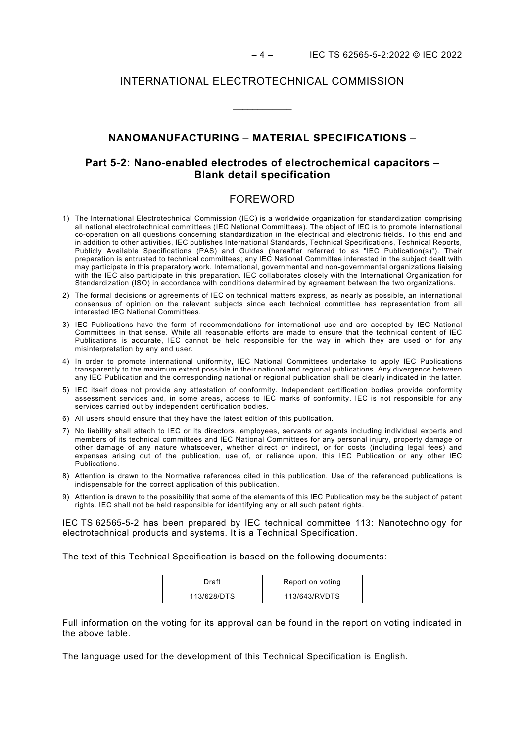# INTERNATIONAL ELECTROTECHNICAL COMMISSION

\_\_\_\_\_\_\_\_\_\_\_\_

## NANOMANUFACTURING – MATERIAL SPECIFICATIONS –

## Part 5-2: Nano-enabled electrodes of electrochemical capacitors – Blank detail specification

## FOREWORD

1) The International Electrotechnical Commission (IEC) is a worldwide organization for standardization comprising all national electrotechnical committees (IEC National Committees). The object of IEC is to promote international co-operation on all questions concerning standardization in the electrical and electronic fields. To this end and in addition to other activities, IEC publishes International Standards, Technical Specifications, Technical Reports, Publicly Available Specifications (PAS) and Guides (hereafter referred to as "IEC Publication(s)"). Their preparation is entrusted to technical committees; any IEC National Committee interested in the subject dealt with may participate in this preparatory work. International, governmental and non-governmental organizations liaising with the IEC also participate in this preparation. IEC collaborates closely with the International Organization for Standardization (ISO) in accordance with conditions determined by agreement between the two organizations.
2) The formal decisions or agreements of IEC on technical matters express, as nearly as possible, an international consensus of opinion on the relevant subjects since each technical committee has representation from all interested IEC National Committees.
3) IEC Publications have the form of recommendations for international use and are accepted by IEC National Committees in that sense. While all reasonable efforts are made to ensure that the technical content of IEC Publications is accurate, IEC cannot be held responsible for the way in which they are used or for any misinterpretation by any end user.
4) In order to promote international uniformity, IEC National Committees undertake to apply IEC Publications transparently to the maximum extent possible in their national and regional publications. Any divergence between any IEC Publication and the corresponding national or regional publication shall be clearly indicated in the latter.
5) IEC itself does not provide any attestation of conformity. Independent certification bodies provide conformity assessment services and, in some areas, access to IEC marks of conformity. IEC is not responsible for any services carried out by independent certification bodies.
6) All users should ensure that they have the latest edition of this publication.
7) No liability shall attach to IEC or its directors, employees, servants or agents including individual experts and members of its technical committees and IEC National Committees for any personal injury, property damage or other damage of any nature whatsoever, whether direct or indirect, or for costs (including legal fees) and expenses arising out of the publication, use of, or reliance upon, this IEC Publication or any other IEC Publications.
8) Attention is drawn to the Normative references cited in this publication. Use of the referenced publications is indispensable for the correct application of this publication.
9) Attention is drawn to the possibility that some of the elements of this IEC Publication may be the subject of patent rights. IEC shall not be held responsible for identifying any or all such patent rights.

IEC TS 62565-5-2 has been prepared by IEC technical committee 113: Nanotechnology for electrotechnical products and systems. It is a Technical Specification.

The text of this Technical Specification is based on the following documents:

| Draft | Report on voting |
|---|---|
| 113/628/DTS | 113/643/RVDTS |

Full information on the voting for its approval can be found in the report on voting indicated in the above table.

The language used for the development of this Technical Specification is English.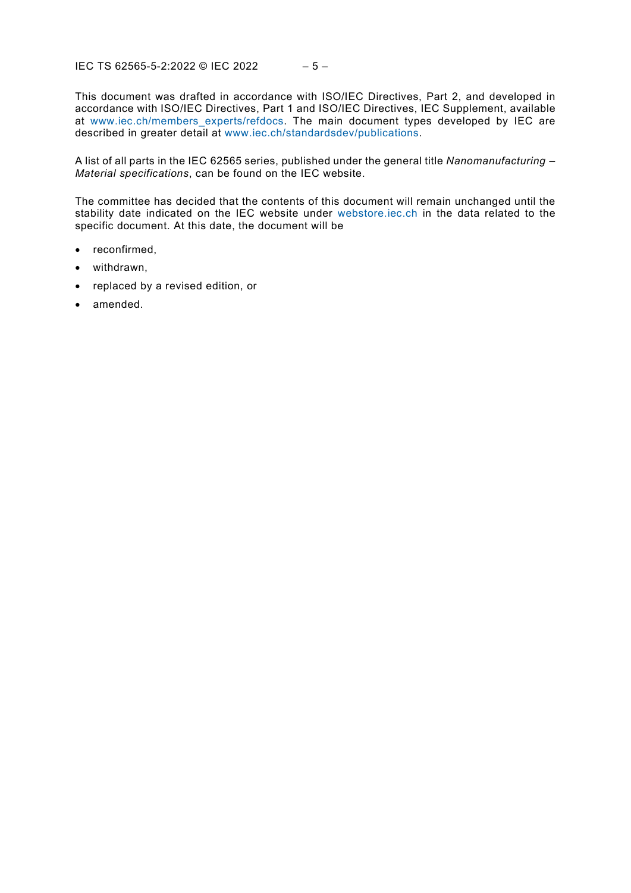This document was drafted in accordance with ISO/IEC Directives, Part 2, and developed in accordance with ISO/IEC Directives, Part 1 and ISO/IEC Directives, IEC Supplement, available at www.iec.ch/members_experts/refdocs. The main document types developed by IEC are described in greater detail at www.iec.ch/standardsdev/publications.

A list of all parts in the IEC 62565 series, published under the general title *Nanomanufacturing – Material specifications*, can be found on the IEC website.

The committee has decided that the contents of this document will remain unchanged until the stability date indicated on the IEC website under webstore.iec.ch in the data related to the specific document. At this date, the document will be

- reconfirmed,
- withdrawn,
- replaced by a revised edition, or
- amended.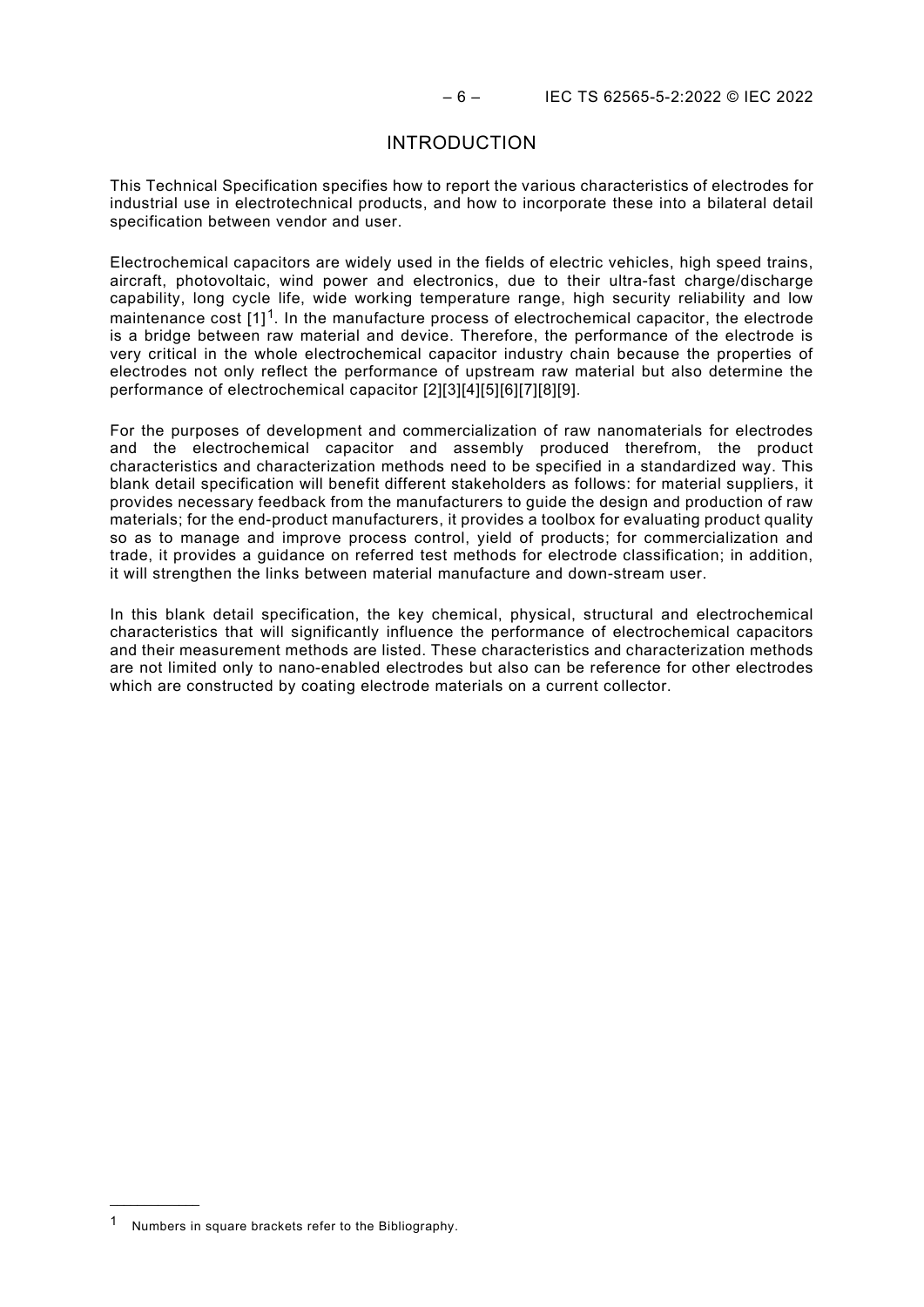# INTRODUCTION

This Technical Specification specifies how to report the various characteristics of electrodes for industrial use in electrotechnical products, and how to incorporate these into a bilateral detail specification between vendor and user.

Electrochemical capacitors are widely used in the fields of electric vehicles, high speed trains, aircraft, photovoltaic, wind power and electronics, due to their ultra-fast charge/discharge capability, long cycle life, wide working temperature range, high security reliability and low maintenance cost [1][1]. In the manufacture process of electrochemical capacitor, the electrode is a bridge between raw material and device. Therefore, the performance of the electrode is very critical in the whole electrochemical capacitor industry chain because the properties of electrodes not only reflect the performance of upstream raw material but also determine the performance of electrochemical capacitor [2][3][4][5][6][7][8][9].

For the purposes of development and commercialization of raw nanomaterials for electrodes and the electrochemical capacitor and assembly produced therefrom, the product characteristics and characterization methods need to be specified in a standardized way. This blank detail specification will benefit different stakeholders as follows: for material suppliers, it provides necessary feedback from the manufacturers to guide the design and production of raw materials; for the end-product manufacturers, it provides a toolbox for evaluating product quality so as to manage and improve process control, yield of products; for commercialization and trade, it provides a guidance on referred test methods for electrode classification; in addition, it will strengthen the links between material manufacture and down-stream user.

In this blank detail specification, the key chemical, physical, structural and electrochemical characteristics that will significantly influence the performance of electrochemical capacitors and their measurement methods are listed. These characteristics and characterization methods are not limited only to nano-enabled electrodes but also can be reference for other electrodes which are constructed by coating electrode materials on a current collector.

---

[1] Numbers in square brackets refer to the Bibliography.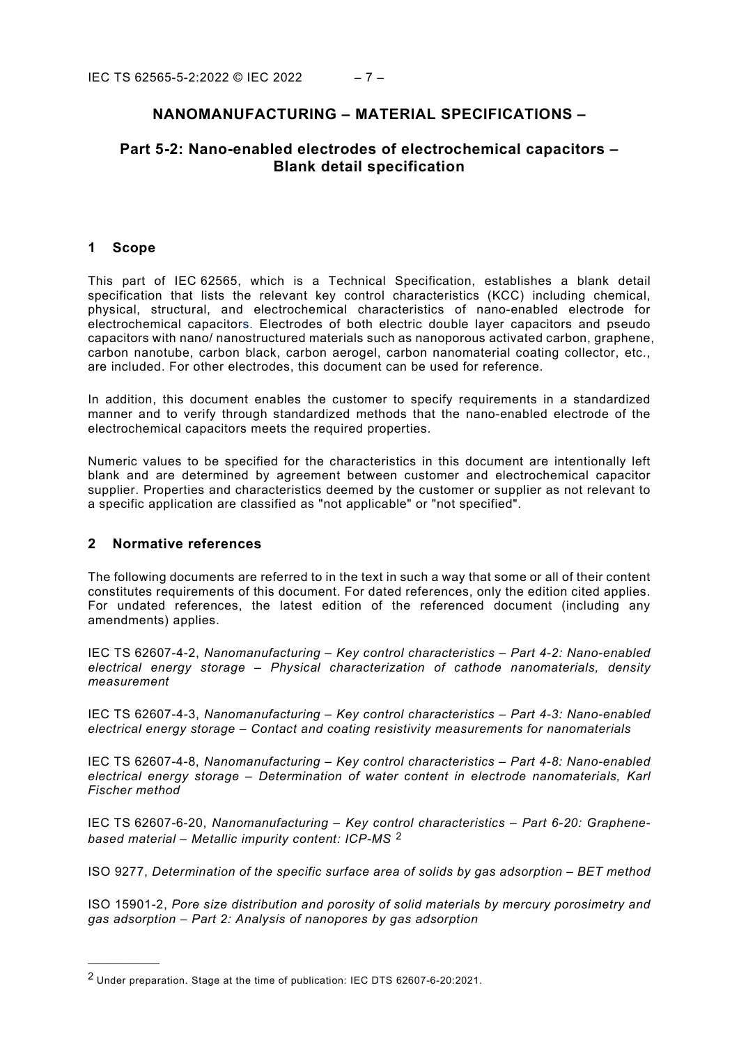# NANOMANUFACTURING – MATERIAL SPECIFICATIONS –

## Part 5-2: Nano-enabled electrodes of electrochemical capacitors – Blank detail specification

## 1 Scope

This part of IEC 62565, which is a Technical Specification, establishes a blank detail specification that lists the relevant key control characteristics (KCC) including chemical, physical, structural, and electrochemical characteristics of nano-enabled electrode for electrochemical capacitors. Electrodes of both electric double layer capacitors and pseudo capacitors with nano/ nanostructured materials such as nanoporous activated carbon, graphene, carbon nanotube, carbon black, carbon aerogel, carbon nanomaterial coating collector, etc., are included. For other electrodes, this document can be used for reference.

In addition, this document enables the customer to specify requirements in a standardized manner and to verify through standardized methods that the nano-enabled electrode of the electrochemical capacitors meets the required properties.

Numeric values to be specified for the characteristics in this document are intentionally left blank and are determined by agreement between customer and electrochemical capacitor supplier. Properties and characteristics deemed by the customer or supplier as not relevant to a specific application are classified as "not applicable" or "not specified".

## 2 Normative references

The following documents are referred to in the text in such a way that some or all of their content constitutes requirements of this document. For dated references, only the edition cited applies. For undated references, the latest edition of the referenced document (including any amendments) applies.

IEC TS 62607-4-2, *Nanomanufacturing – Key control characteristics – Part 4-2: Nano-enabled electrical energy storage – Physical characterization of cathode nanomaterials, density measurement*

IEC TS 62607-4-3, *Nanomanufacturing – Key control characteristics – Part 4-3: Nano-enabled electrical energy storage – Contact and coating resistivity measurements for nanomaterials*

IEC TS 62607-4-8, *Nanomanufacturing – Key control characteristics – Part 4-8: Nano-enabled electrical energy storage – Determination of water content in electrode nanomaterials, Karl Fischer method*

IEC TS 62607-6-20, *Nanomanufacturing – Key control characteristics – Part 6-20: Graphene-based material – Metallic impurity content: ICP-MS* [2]

ISO 9277, *Determination of the specific surface area of solids by gas adsorption – BET method*

ISO 15901-2, *Pore size distribution and porosity of solid materials by mercury porosimetry and gas adsorption – Part 2: Analysis of nanopores by gas adsorption*

---

[2] Under preparation. Stage at the time of publication: IEC DTS 62607-6-20:2021.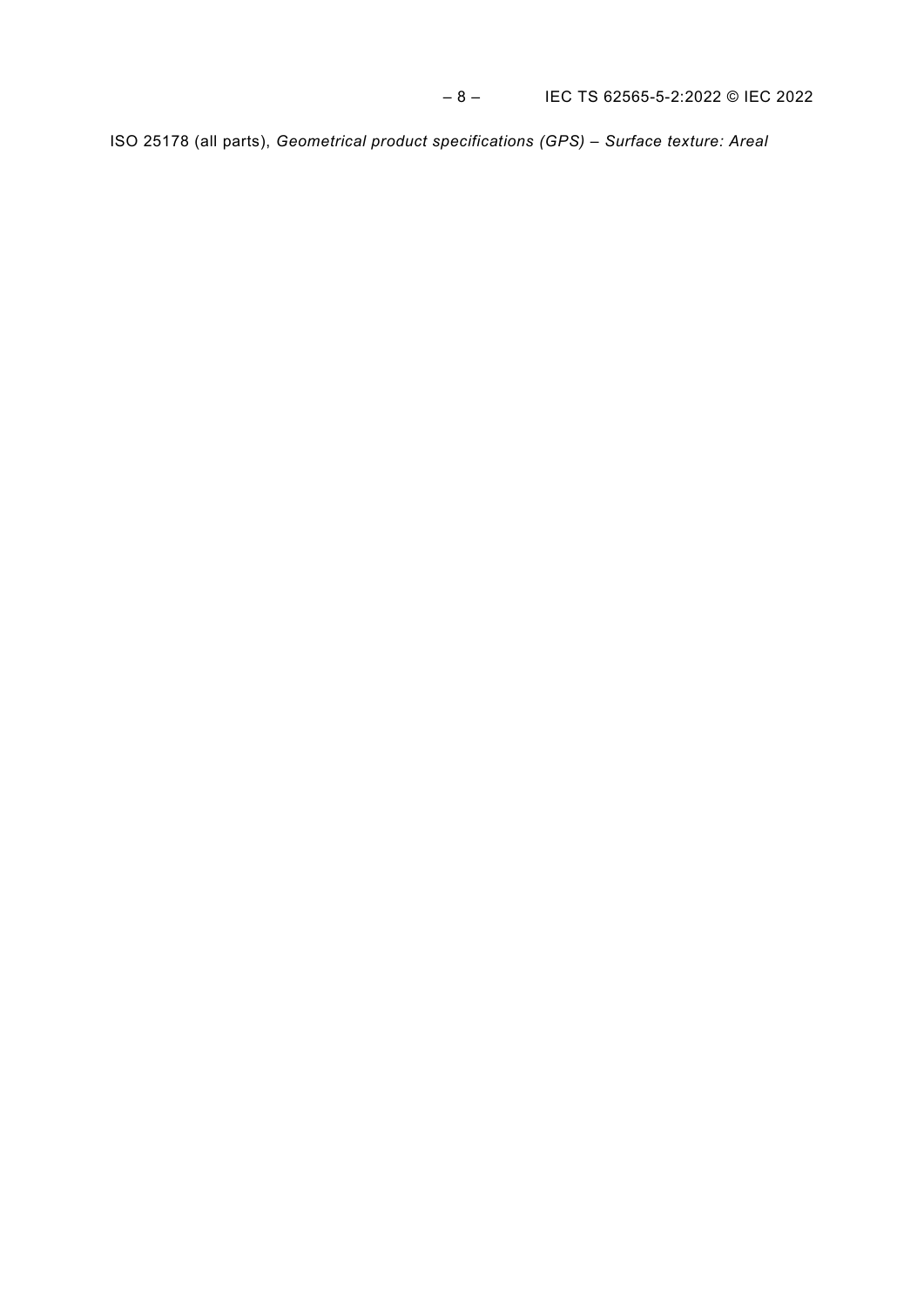ISO 25178 (all parts), *Geometrical product specifications (GPS) – Surface texture: Areal*